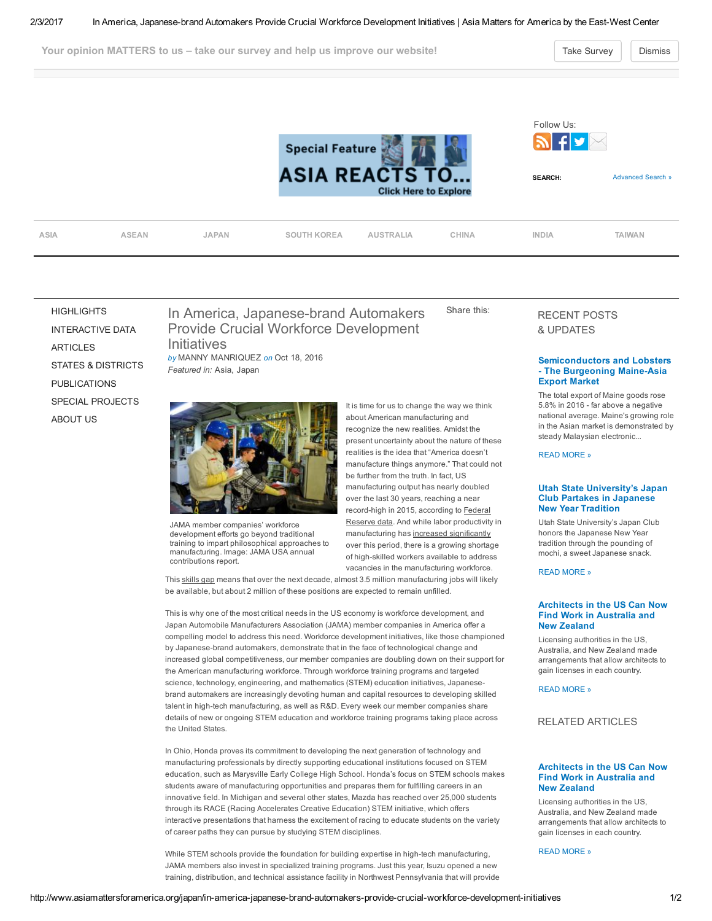Your opinion MATTERS to us – take our survey and help us improve our website!

Take Survey | Dismiss

Follow Us:

SEARCH: Advanced Search »

ASIA | ASEAN | JAPAN | SOUTH KOREA | AUSTRALIA | CHINA | INDIA | TAIWAN

- HIGHLIGHTS
- INTERACTIVE DATA
- ARTICLES
- STATES & DISTRICTS
- PUBLICATIONS
- SPECIAL PROJECTS
- ABOUT US

# In America, Japanese-brand Automakers Provide Crucial Workforce Development Initiatives

*by* MANNY MANRIQUEZ *on* Oct 18, 2016

*Featured in:* Asia, Japan

Share this:

JAMA member companies' workforce development efforts go beyond traditional training to impart philosophical approaches to manufacturing. Image: JAMA USA annual contributions report.

It is time for us to change the way we think about American manufacturing and recognize the new realities. Amidst the present uncertainty about the nature of these realities is the idea that "America doesn't manufacture things anymore." That could not be further from the truth. In fact, US manufacturing output has nearly doubled over the last 30 years, reaching a near record-high in 2015, according to Federal Reserve data. And while labor productivity in manufacturing has increased significantly over this period, there is a growing shortage of high-skilled workers available to address vacancies in the manufacturing workforce. This skills gap means that over the next decade, almost 3.5 million manufacturing jobs will likely be available, but about 2 million of these positions are expected to remain unfilled.

This is why one of the most critical needs in the US economy is workforce development, and Japan Automobile Manufacturers Association (JAMA) member companies in America offer a compelling model to address this need. Workforce development initiatives, like those championed by Japanese-brand automakers, demonstrate that in the face of technological change and increased global competitiveness, our member companies are doubling down on their support for the American manufacturing workforce. Through workforce training programs and targeted science, technology, engineering, and mathematics (STEM) education initiatives, Japanese-brand automakers are increasingly devoting human and capital resources to developing skilled talent in high-tech manufacturing, as well as R&D. Every week our member companies share details of new or ongoing STEM education and workforce training programs taking place across the United States.

In Ohio, Honda proves its commitment to developing the next generation of technology and manufacturing professionals by directly supporting educational institutions focused on STEM education, such as Marysville Early College High School. Honda's focus on STEM schools makes students aware of manufacturing opportunities and prepares them for fulfilling careers in an innovative field. In Michigan and several other states, Mazda has reached over 25,000 students through its RACE (Racing Accelerates Creative Education) STEM initiative, which offers interactive presentations that harness the excitement of racing to educate students on the variety of career paths they can pursue by studying STEM disciplines.

While STEM schools provide the foundation for building expertise in high-tech manufacturing, JAMA members also invest in specialized training programs. Just this year, Isuzu opened a new training, distribution, and technical assistance facility in Northwest Pennsylvania that will provide

## RECENT POSTS & UPDATES

### Semiconductors and Lobsters - The Burgeoning Maine-Asia Export Market

The total export of Maine goods rose 5.8% in 2016 - far above a negative national average. Maine's growing role in the Asian market is demonstrated by steady Malaysian electronic...

READ MORE »

### Utah State University's Japan Club Partakes in Japanese New Year Tradition

Utah State University's Japan Club honors the Japanese New Year tradition through the pounding of mochi, a sweet Japanese snack.

READ MORE »

### Architects in the US Can Now Find Work in Australia and New Zealand

Licensing authorities in the US, Australia, and New Zealand made arrangements that allow architects to gain licenses in each country.

READ MORE »

## RELATED ARTICLES

### Architects in the US Can Now Find Work in Australia and New Zealand

Licensing authorities in the US, Australia, and New Zealand made arrangements that allow architects to gain licenses in each country.

READ MORE »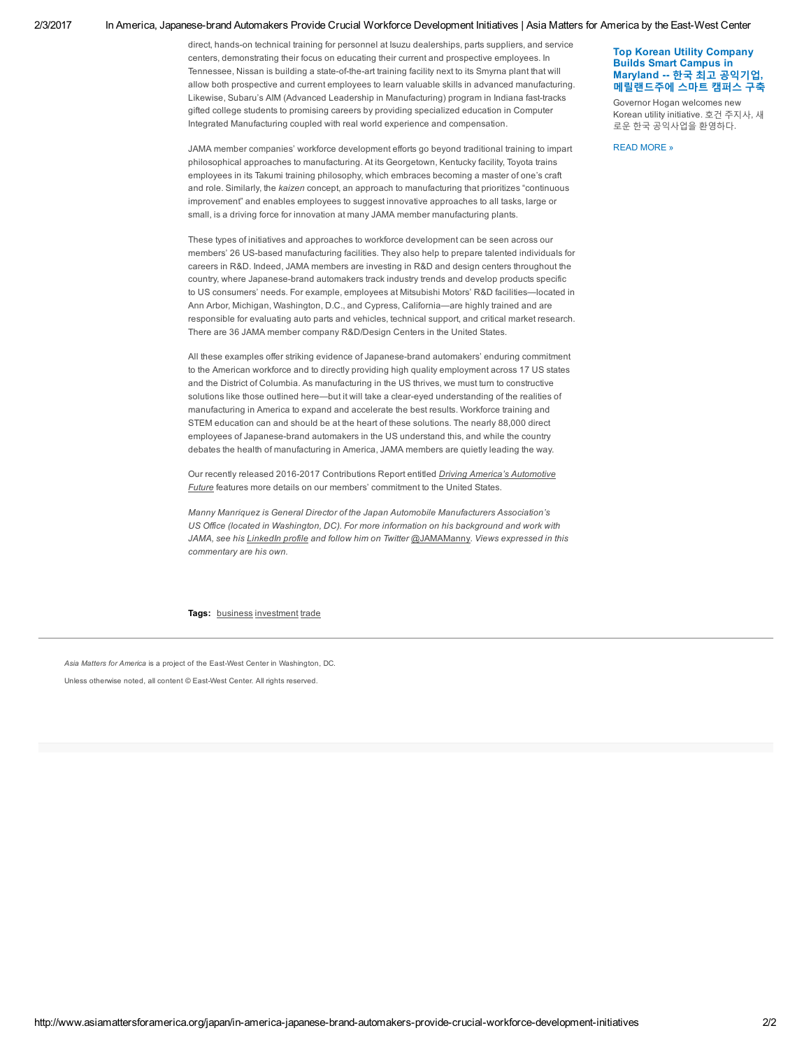direct, hands-on technical training for personnel at Isuzu dealerships, parts suppliers, and service centers, demonstrating their focus on educating their current and prospective employees. In Tennessee, Nissan is building a state-of-the-art training facility next to its Smyrna plant that will allow both prospective and current employees to learn valuable skills in advanced manufacturing. Likewise, Subaru's AIM (Advanced Leadership in Manufacturing) program in Indiana fast-tracks gifted college students to promising careers by providing specialized education in Computer Integrated Manufacturing coupled with real world experience and compensation.

JAMA member companies' workforce development efforts go beyond traditional training to impart philosophical approaches to manufacturing. At its Georgetown, Kentucky facility, Toyota trains employees in its Takumi training philosophy, which embraces becoming a master of one's craft and role. Similarly, the *kaizen* concept, an approach to manufacturing that prioritizes "continuous improvement" and enables employees to suggest innovative approaches to all tasks, large or small, is a driving force for innovation at many JAMA member manufacturing plants.

These types of initiatives and approaches to workforce development can be seen across our members' 26 US-based manufacturing facilities. They also help to prepare talented individuals for careers in R&D. Indeed, JAMA members are investing in R&D and design centers throughout the country, where Japanese-brand automakers track industry trends and develop products specific to US consumers' needs. For example, employees at Mitsubishi Motors' R&D facilities—located in Ann Arbor, Michigan, Washington, D.C., and Cypress, California—are highly trained and are responsible for evaluating auto parts and vehicles, technical support, and critical market research. There are 36 JAMA member company R&D/Design Centers in the United States.

All these examples offer striking evidence of Japanese-brand automakers' enduring commitment to the American workforce and to directly providing high quality employment across 17 US states and the District of Columbia. As manufacturing in the US thrives, we must turn to constructive solutions like those outlined here—but it will take a clear-eyed understanding of the realities of manufacturing in America to expand and accelerate the best results. Workforce training and STEM education can and should be at the heart of these solutions. The nearly 88,000 direct employees of Japanese-brand automakers in the US understand this, and while the country debates the health of manufacturing in America, JAMA members are quietly leading the way.

Our recently released 2016-2017 Contributions Report entitled *Driving America's Automotive Future* features more details on our members' commitment to the United States.

*Manny Manriquez is General Director of the Japan Automobile Manufacturers Association's US Office (located in Washington, DC). For more information on his background and work with JAMA, see his LinkedIn profile and follow him on Twitter @JAMAManny. Views expressed in this commentary are his own.*

**Tags:** business investment trade

### Top Korean Utility Company Builds Smart Campus in Maryland -- 한국 최고 공익기업, 메릴랜드주에 스마트 캠퍼스 구축

Governor Hogan welcomes new Korean utility initiative. 호건 주지사, 새로운 한국 공익사업을 환영하다.

READ MORE »

*Asia Matters for America* is a project of the East-West Center in Washington, DC.

Unless otherwise noted, all content © East-West Center. All rights reserved.